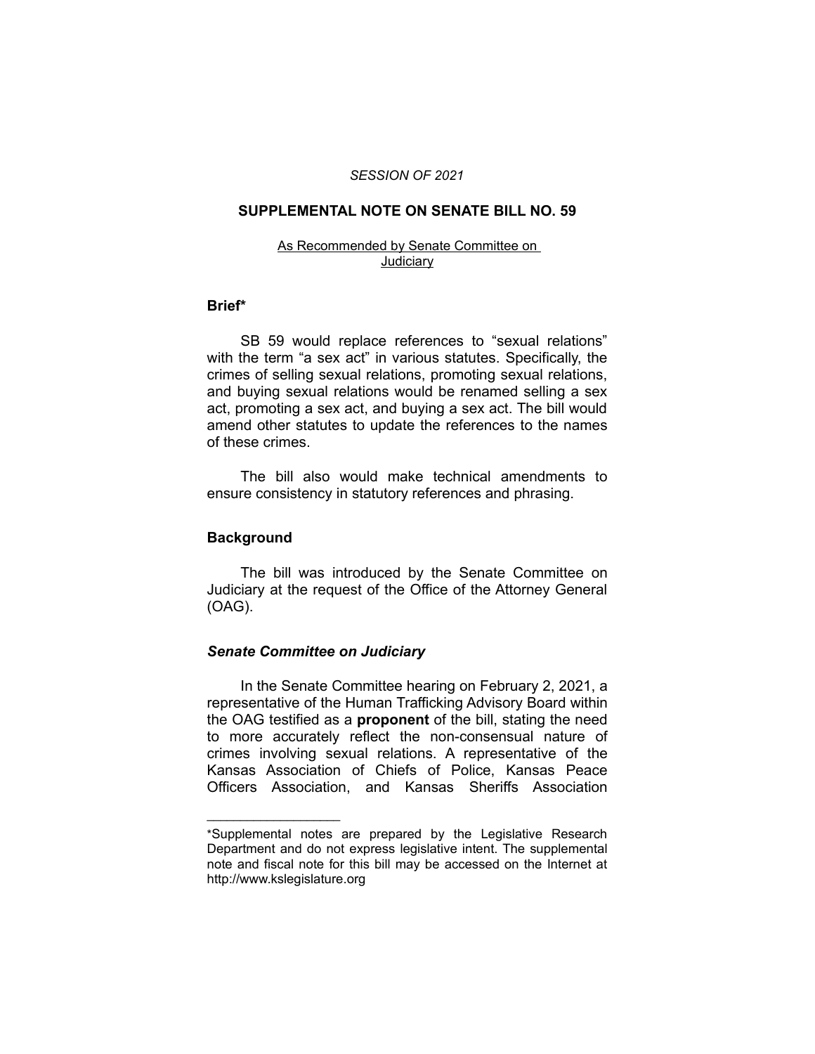*SESSION OF 2021*

# SUPPLEMENTAL NOTE ON SENATE BILL NO. 59

As Recommended by Senate Committee on Judiciary

## Brief*

SB 59 would replace references to "sexual relations" with the term "a sex act" in various statutes. Specifically, the crimes of selling sexual relations, promoting sexual relations, and buying sexual relations would be renamed selling a sex act, promoting a sex act, and buying a sex act. The bill would amend other statutes to update the references to the names of these crimes.

The bill also would make technical amendments to ensure consistency in statutory references and phrasing.

## Background

The bill was introduced by the Senate Committee on Judiciary at the request of the Office of the Attorney General (OAG).

### *Senate Committee on Judiciary*

In the Senate Committee hearing on February 2, 2021, a representative of the Human Trafficking Advisory Board within the OAG testified as a **proponent** of the bill, stating the need to more accurately reflect the non-consensual nature of crimes involving sexual relations. A representative of the Kansas Association of Chiefs of Police, Kansas Peace Officers Association, and Kansas Sheriffs Association

---

*Supplemental notes are prepared by the Legislative Research Department and do not express legislative intent. The supplemental note and fiscal note for this bill may be accessed on the Internet at http://www.kslegislature.org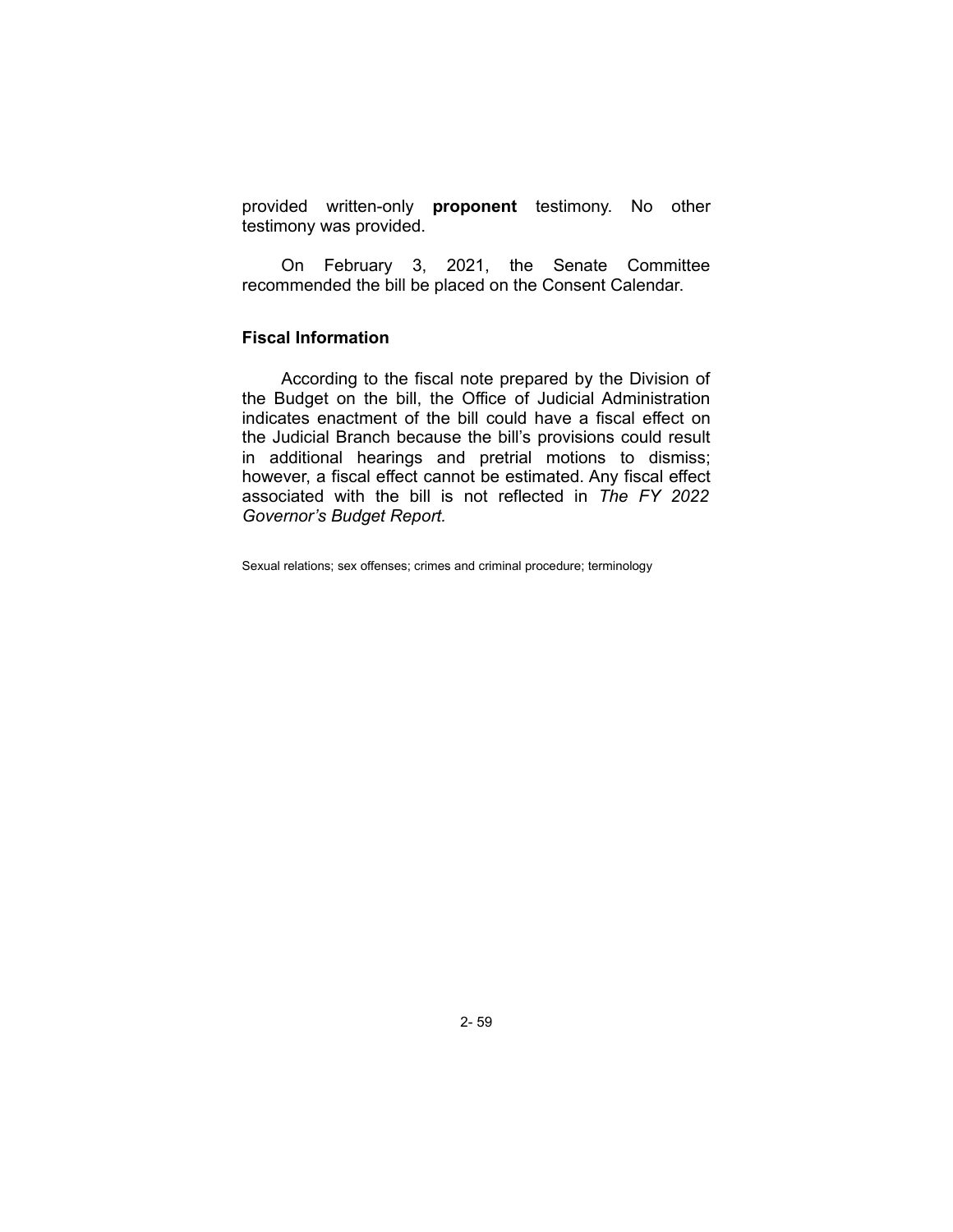provided written-only **proponent** testimony. No other testimony was provided.

On February 3, 2021, the Senate Committee recommended the bill be placed on the Consent Calendar.

### Fiscal Information

According to the fiscal note prepared by the Division of the Budget on the bill, the Office of Judicial Administration indicates enactment of the bill could have a fiscal effect on the Judicial Branch because the bill's provisions could result in additional hearings and pretrial motions to dismiss; however, a fiscal effect cannot be estimated. Any fiscal effect associated with the bill is not reflected in *The FY 2022 Governor's Budget Report.*

Sexual relations; sex offenses; crimes and criminal procedure; terminology